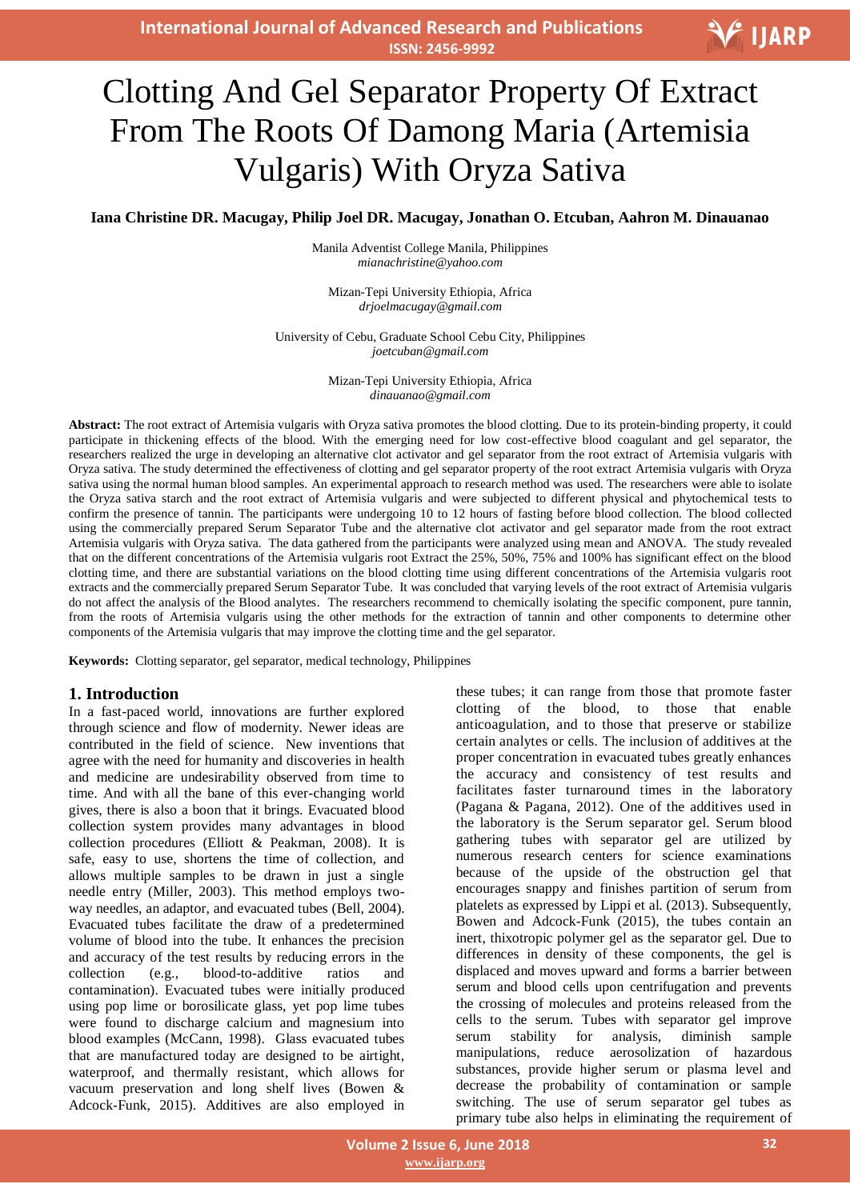# Clotting And Gel Separator Property Of Extract From The Roots Of Damong Maria (Artemisia Vulgaris) With Oryza Sativa

**Iana Christine DR. Macugay, Philip Joel DR. Macugay, Jonathan O. Etcuban, Aahron M. Dinauanao**

Manila Adventist College Manila, Philippines
*mianachristine@yahoo.com*

Mizan-Tepi University Ethiopia, Africa
*drjoelmacugay@gmail.com*

University of Cebu, Graduate School Cebu City, Philippines
*joetcuban@gmail.com*

Mizan-Tepi University Ethiopia, Africa
*dinauanao@gmail.com*

**Abstract:** The root extract of Artemisia vulgaris with Oryza sativa promotes the blood clotting. Due to its protein-binding property, it could participate in thickening effects of the blood. With the emerging need for low cost-effective blood coagulant and gel separator, the researchers realized the urge in developing an alternative clot activator and gel separator from the root extract of Artemisia vulgaris with Oryza sativa. The study determined the effectiveness of clotting and gel separator property of the root extract Artemisia vulgaris with Oryza sativa using the normal human blood samples. An experimental approach to research method was used. The researchers were able to isolate the Oryza sativa starch and the root extract of Artemisia vulgaris and were subjected to different physical and phytochemical tests to confirm the presence of tannin. The participants were undergoing 10 to 12 hours of fasting before blood collection. The blood collected using the commercially prepared Serum Separator Tube and the alternative clot activator and gel separator made from the root extract Artemisia vulgaris with Oryza sativa. The data gathered from the participants were analyzed using mean and ANOVA. The study revealed that on the different concentrations of the Artemisia vulgaris root Extract the 25%, 50%, 75% and 100% has significant effect on the blood clotting time, and there are substantial variations on the blood clotting time using different concentrations of the Artemisia vulgaris root extracts and the commercially prepared Serum Separator Tube. It was concluded that varying levels of the root extract of Artemisia vulgaris do not affect the analysis of the Blood analytes. The researchers recommend to chemically isolating the specific component, pure tannin, from the roots of Artemisia vulgaris using the other methods for the extraction of tannin and other components to determine other components of the Artemisia vulgaris that may improve the clotting time and the gel separator.

**Keywords:** Clotting separator, gel separator, medical technology, Philippines

## 1. Introduction

In a fast-paced world, innovations are further explored through science and flow of modernity. Newer ideas are contributed in the field of science. New inventions that agree with the need for humanity and discoveries in health and medicine are undesirability observed from time to time. And with all the bane of this ever-changing world gives, there is also a boon that it brings. Evacuated blood collection system provides many advantages in blood collection procedures (Elliott & Peakman, 2008). It is safe, easy to use, shortens the time of collection, and allows multiple samples to be drawn in just a single needle entry (Miller, 2003). This method employs two-way needles, an adaptor, and evacuated tubes (Bell, 2004). Evacuated tubes facilitate the draw of a predetermined volume of blood into the tube. It enhances the precision and accuracy of the test results by reducing errors in the collection (e.g., blood-to-additive ratios and contamination). Evacuated tubes were initially produced using pop lime or borosilicate glass, yet pop lime tubes were found to discharge calcium and magnesium into blood examples (McCann, 1998). Glass evacuated tubes that are manufactured today are designed to be airtight, waterproof, and thermally resistant, which allows for vacuum preservation and long shelf lives (Bowen & Adcock-Funk, 2015). Additives are also employed in these tubes; it can range from those that promote faster clotting of the blood, to those that enable anticoagulation, and to those that preserve or stabilize certain analytes or cells. The inclusion of additives at the proper concentration in evacuated tubes greatly enhances the accuracy and consistency of test results and facilitates faster turnaround times in the laboratory (Pagana & Pagana, 2012). One of the additives used in the laboratory is the Serum separator gel. Serum blood gathering tubes with separator gel are utilized by numerous research centers for science examinations because of the upside of the obstruction gel that encourages snappy and finishes partition of serum from platelets as expressed by Lippi et al. (2013). Subsequently, Bowen and Adcock-Funk (2015), the tubes contain an inert, thixotropic polymer gel as the separator gel. Due to differences in density of these components, the gel is displaced and moves upward and forms a barrier between serum and blood cells upon centrifugation and prevents the crossing of molecules and proteins released from the cells to the serum. Tubes with separator gel improve serum stability for analysis, diminish sample manipulations, reduce aerosolization of hazardous substances, provide higher serum or plasma level and decrease the probability of contamination or sample switching. The use of serum separator gel tubes as primary tube also helps in eliminating the requirement of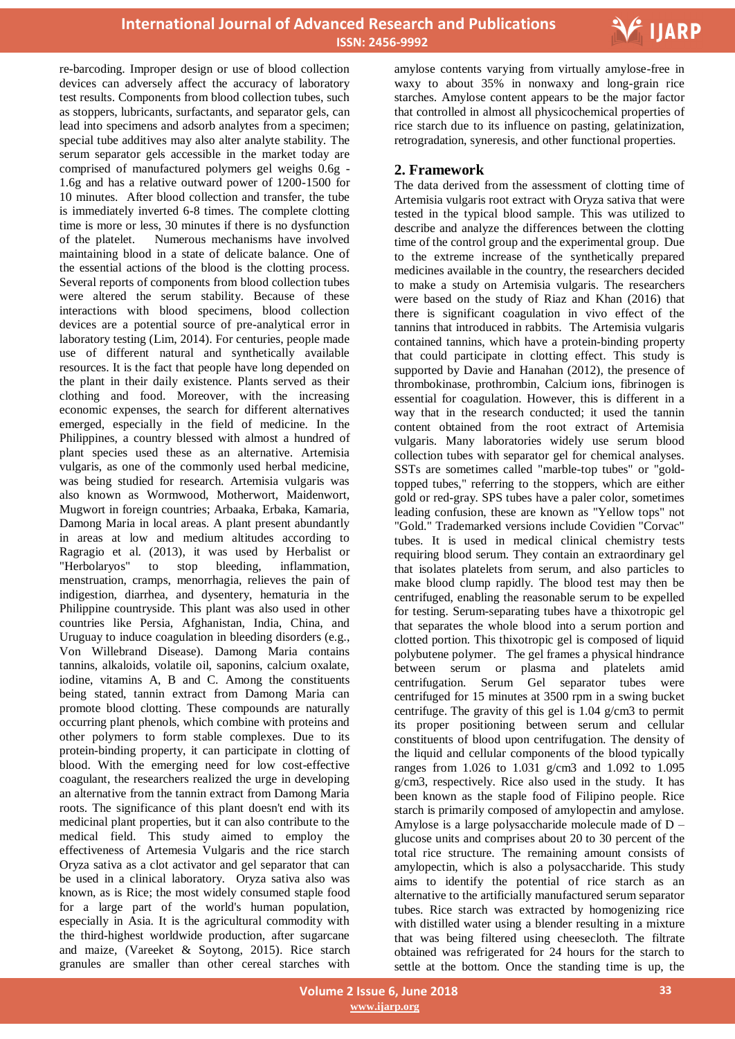re-barcoding. Improper design or use of blood collection devices can adversely affect the accuracy of laboratory test results. Components from blood collection tubes, such as stoppers, lubricants, surfactants, and separator gels, can lead into specimens and adsorb analytes from a specimen; special tube additives may also alter analyte stability. The serum separator gels accessible in the market today are comprised of manufactured polymers gel weighs 0.6g - 1.6g and has a relative outward power of 1200-1500 for 10 minutes. After blood collection and transfer, the tube is immediately inverted 6-8 times. The complete clotting time is more or less, 30 minutes if there is no dysfunction of the platelet. Numerous mechanisms have involved maintaining blood in a state of delicate balance. One of the essential actions of the blood is the clotting process. Several reports of components from blood collection tubes were altered the serum stability. Because of these interactions with blood specimens, blood collection devices are a potential source of pre-analytical error in laboratory testing (Lim, 2014). For centuries, people made use of different natural and synthetically available resources. It is the fact that people have long depended on the plant in their daily existence. Plants served as their clothing and food. Moreover, with the increasing economic expenses, the search for different alternatives emerged, especially in the field of medicine. In the Philippines, a country blessed with almost a hundred of plant species used these as an alternative. Artemisia vulgaris, as one of the commonly used herbal medicine, was being studied for research. Artemisia vulgaris was also known as Wormwood, Motherwort, Maidenwort, Mugwort in foreign countries; Arbaaka, Erbaka, Kamaria, Damong Maria in local areas. A plant present abundantly in areas at low and medium altitudes according to Ragragio et al. (2013), it was used by Herbalist or "Herbolaryos" to stop bleeding, inflammation, menstruation, cramps, menorrhagia, relieves the pain of indigestion, diarrhea, and dysentery, hematuria in the Philippine countryside. This plant was also used in other countries like Persia, Afghanistan, India, China, and Uruguay to induce coagulation in bleeding disorders (e.g., Von Willebrand Disease). Damong Maria contains tannins, alkaloids, volatile oil, saponins, calcium oxalate, iodine, vitamins A, B and C. Among the constituents being stated, tannin extract from Damong Maria can promote blood clotting. These compounds are naturally occurring plant phenols, which combine with proteins and other polymers to form stable complexes. Due to its protein-binding property, it can participate in clotting of blood. With the emerging need for low cost-effective coagulant, the researchers realized the urge in developing an alternative from the tannin extract from Damong Maria roots. The significance of this plant doesn't end with its medicinal plant properties, but it can also contribute to the medical field. This study aimed to employ the effectiveness of Artemesia Vulgaris and the rice starch Oryza sativa as a clot activator and gel separator that can be used in a clinical laboratory. Oryza sativa also was known, as is Rice; the most widely consumed staple food for a large part of the world's human population, especially in Asia. It is the agricultural commodity with the third-highest worldwide production, after sugarcane and maize, (Vareeket & Soytong, 2015). Rice starch granules are smaller than other cereal starches with amylose contents varying from virtually amylose-free in waxy to about 35% in nonwaxy and long-grain rice starches. Amylose content appears to be the major factor that controlled in almost all physicochemical properties of rice starch due to its influence on pasting, gelatinization, retrogradation, syneresis, and other functional properties.

## 2. Framework

The data derived from the assessment of clotting time of Artemisia vulgaris root extract with Oryza sativa that were tested in the typical blood sample. This was utilized to describe and analyze the differences between the clotting time of the control group and the experimental group. Due to the extreme increase of the synthetically prepared medicines available in the country, the researchers decided to make a study on Artemisia vulgaris. The researchers were based on the study of Riaz and Khan (2016) that there is significant coagulation in vivo effect of the tannins that introduced in rabbits. The Artemisia vulgaris contained tannins, which have a protein-binding property that could participate in clotting effect. This study is supported by Davie and Hanahan (2012), the presence of thrombokinase, prothrombin, Calcium ions, fibrinogen is essential for coagulation. However, this is different in a way that in the research conducted; it used the tannin content obtained from the root extract of Artemisia vulgaris. Many laboratories widely use serum blood collection tubes with separator gel for chemical analyses. SSTs are sometimes called "marble-top tubes" or "gold-topped tubes," referring to the stoppers, which are either gold or red-gray. SPS tubes have a paler color, sometimes leading confusion, these are known as "Yellow tops" not "Gold." Trademarked versions include Covidien "Corvac" tubes. It is used in medical clinical chemistry tests requiring blood serum. They contain an extraordinary gel that isolates platelets from serum, and also particles to make blood clump rapidly. The blood test may then be centrifuged, enabling the reasonable serum to be expelled for testing. Serum-separating tubes have a thixotropic gel that separates the whole blood into a serum portion and clotted portion. This thixotropic gel is composed of liquid polybutene polymer. The gel frames a physical hindrance between serum or plasma and platelets amid centrifugation. Serum Gel separator tubes were centrifuged for 15 minutes at 3500 rpm in a swing bucket centrifuge. The gravity of this gel is 1.04 g/cm3 to permit its proper positioning between serum and cellular constituents of blood upon centrifugation. The density of the liquid and cellular components of the blood typically ranges from 1.026 to 1.031 g/cm3 and 1.092 to 1.095 g/cm3, respectively. Rice also used in the study. It has been known as the staple food of Filipino people. Rice starch is primarily composed of amylopectin and amylose. Amylose is a large polysaccharide molecule made of D – glucose units and comprises about 20 to 30 percent of the total rice structure. The remaining amount consists of amylopectin, which is also a polysaccharide. This study aims to identify the potential of rice starch as an alternative to the artificially manufactured serum separator tubes. Rice starch was extracted by homogenizing rice with distilled water using a blender resulting in a mixture that was being filtered using cheesecloth. The filtrate obtained was refrigerated for 24 hours for the starch to settle at the bottom. Once the standing time is up, the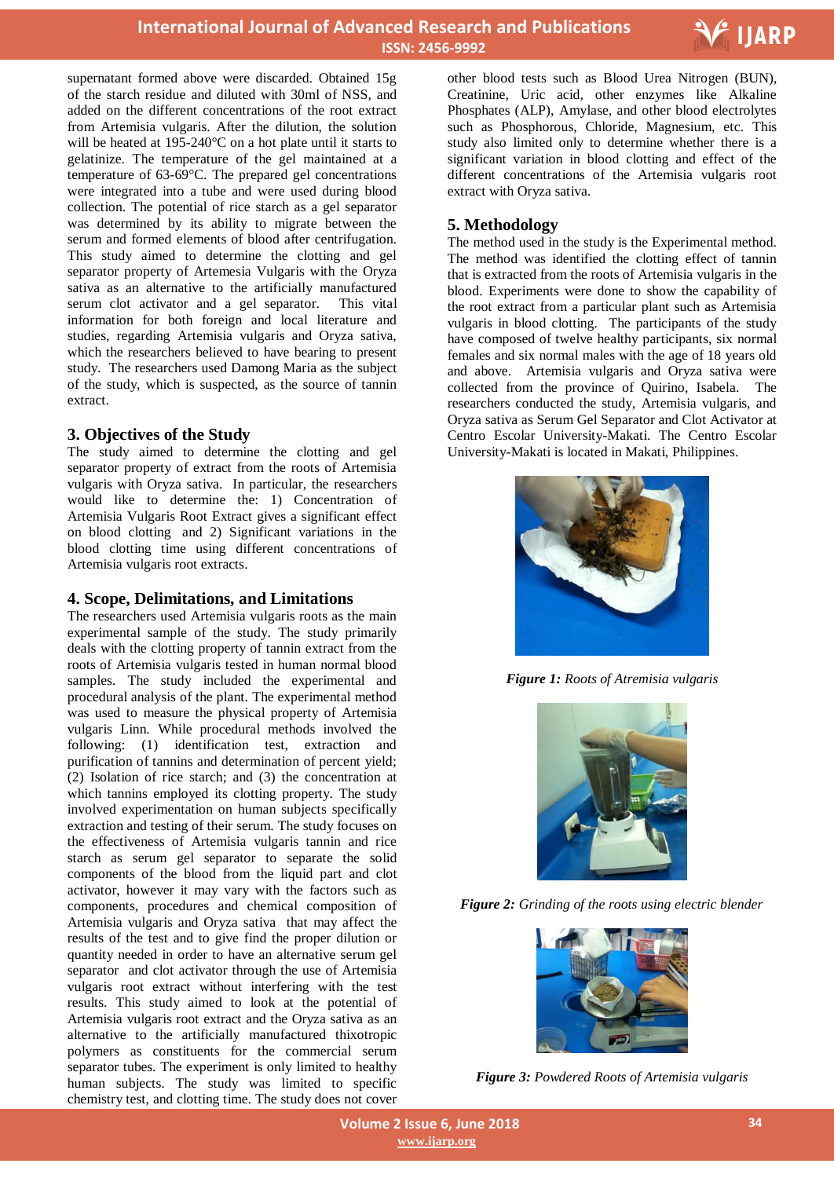supernatant formed above were discarded. Obtained 15g of the starch residue and diluted with 30ml of NSS, and added on the different concentrations of the root extract from Artemisia vulgaris. After the dilution, the solution will be heated at 195-240°C on a hot plate until it starts to gelatinize. The temperature of the gel maintained at a temperature of 63-69°C. The prepared gel concentrations were integrated into a tube and were used during blood collection. The potential of rice starch as a gel separator was determined by its ability to migrate between the serum and formed elements of blood after centrifugation. This study aimed to determine the clotting and gel separator property of Artemesia Vulgaris with the Oryza sativa as an alternative to the artificially manufactured serum clot activator and a gel separator. This vital information for both foreign and local literature and studies, regarding Artemisia vulgaris and Oryza sativa, which the researchers believed to have bearing to present study. The researchers used Damong Maria as the subject of the study, which is suspected, as the source of tannin extract.

## 3. Objectives of the Study

The study aimed to determine the clotting and gel separator property of extract from the roots of Artemisia vulgaris with Oryza sativa. In particular, the researchers would like to determine the: 1) Concentration of Artemisia Vulgaris Root Extract gives a significant effect on blood clotting and 2) Significant variations in the blood clotting time using different concentrations of Artemisia vulgaris root extracts.

## 4. Scope, Delimitations, and Limitations

The researchers used Artemisia vulgaris roots as the main experimental sample of the study. The study primarily deals with the clotting property of tannin extract from the roots of Artemisia vulgaris tested in human normal blood samples. The study included the experimental and procedural analysis of the plant. The experimental method was used to measure the physical property of Artemisia vulgaris Linn. While procedural methods involved the following: (1) identification test, extraction and purification of tannins and determination of percent yield; (2) Isolation of rice starch; and (3) the concentration at which tannins employed its clotting property. The study involved experimentation on human subjects specifically extraction and testing of their serum. The study focuses on the effectiveness of Artemisia vulgaris tannin and rice starch as serum gel separator to separate the solid components of the blood from the liquid part and clot activator, however it may vary with the factors such as components, procedures and chemical composition of Artemisia vulgaris and Oryza sativa that may affect the results of the test and to give find the proper dilution or quantity needed in order to have an alternative serum gel separator and clot activator through the use of Artemisia vulgaris root extract without interfering with the test results. This study aimed to look at the potential of Artemisia vulgaris root extract and the Oryza sativa as an alternative to the artificially manufactured thixotropic polymers as constituents for the commercial serum separator tubes. The experiment is only limited to healthy human subjects. The study was limited to specific chemistry test, and clotting time. The study does not cover other blood tests such as Blood Urea Nitrogen (BUN), Creatinine, Uric acid, other enzymes like Alkaline Phosphates (ALP), Amylase, and other blood electrolytes such as Phosphorous, Chloride, Magnesium, etc. This study also limited only to determine whether there is a significant variation in blood clotting and effect of the different concentrations of the Artemisia vulgaris root extract with Oryza sativa.

## 5. Methodology

The method used in the study is the Experimental method. The method was identified the clotting effect of tannin that is extracted from the roots of Artemisia vulgaris in the blood. Experiments were done to show the capability of the root extract from a particular plant such as Artemisia vulgaris in blood clotting. The participants of the study have composed of twelve healthy participants, six normal females and six normal males with the age of 18 years old and above. Artemisia vulgaris and Oryza sativa were collected from the province of Quirino, Isabela. The researchers conducted the study, Artemisia vulgaris, and Oryza sativa as Serum Gel Separator and Clot Activator at Centro Escolar University-Makati. The Centro Escolar University-Makati is located in Makati, Philippines.

***Figure 1:*** *Roots of Atremisia vulgaris*

***Figure 2:*** *Grinding of the roots using electric blender*

***Figure 3:*** *Powdered Roots of Artemisia vulgaris*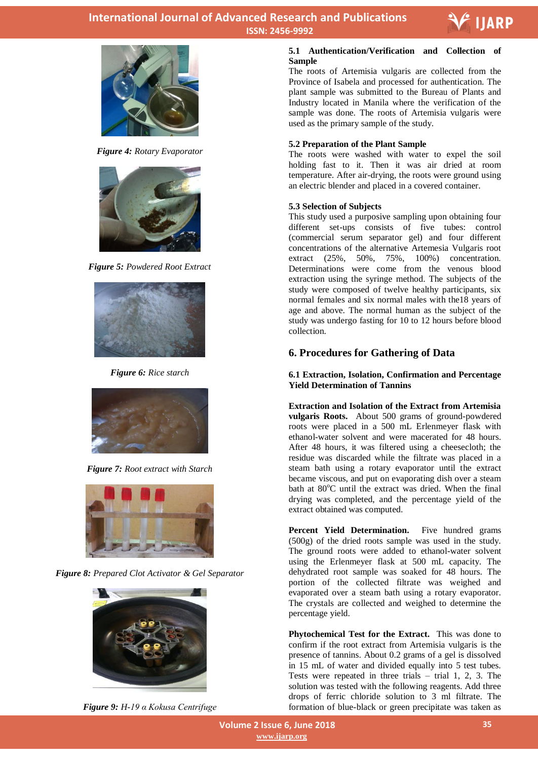*Figure 4: Rotary Evaporator*

*Figure 5: Powdered Root Extract*

*Figure 6: Rice starch*

*Figure 7: Root extract with Starch*

*Figure 8: Prepared Clot Activator & Gel Separator*

*Figure 9: H-19 α Kokusa Centrifuge*

### 5.1 Authentication/Verification and Collection of Sample

The roots of Artemisia vulgaris are collected from the Province of Isabela and processed for authentication. The plant sample was submitted to the Bureau of Plants and Industry located in Manila where the verification of the sample was done. The roots of Artemisia vulgaris were used as the primary sample of the study.

### 5.2 Preparation of the Plant Sample

The roots were washed with water to expel the soil holding fast to it. Then it was air dried at room temperature. After air-drying, the roots were ground using an electric blender and placed in a covered container.

### 5.3 Selection of Subjects

This study used a purposive sampling upon obtaining four different set-ups consists of five tubes: control (commercial serum separator gel) and four different concentrations of the alternative Artemesia Vulgaris root extract (25%, 50%, 75%, 100%) concentration. Determinations were come from the venous blood extraction using the syringe method. The subjects of the study were composed of twelve healthy participants, six normal females and six normal males with the18 years of age and above. The normal human as the subject of the study was undergo fasting for 10 to 12 hours before blood collection.

## 6. Procedures for Gathering of Data

### 6.1 Extraction, Isolation, Confirmation and Percentage Yield Determination of Tannins

**Extraction and Isolation of the Extract from Artemisia vulgaris Roots.** About 500 grams of ground-powdered roots were placed in a 500 mL Erlenmeyer flask with ethanol-water solvent and were macerated for 48 hours. After 48 hours, it was filtered using a cheesecloth; the residue was discarded while the filtrate was placed in a steam bath using a rotary evaporator until the extract became viscous, and put on evaporating dish over a steam bath at 80$^{o}$C until the extract was dried. When the final drying was completed, and the percentage yield of the extract obtained was computed.

**Percent Yield Determination.** Five hundred grams (500g) of the dried roots sample was used in the study. The ground roots were added to ethanol-water solvent using the Erlenmeyer flask at 500 mL capacity. The dehydrated root sample was soaked for 48 hours. The portion of the collected filtrate was weighed and evaporated over a steam bath using a rotary evaporator. The crystals are collected and weighed to determine the percentage yield.

**Phytochemical Test for the Extract.** This was done to confirm if the root extract from Artemisia vulgaris is the presence of tannins. About 0.2 grams of a gel is dissolved in 15 mL of water and divided equally into 5 test tubes. Tests were repeated in three trials – trial 1, 2, 3. The solution was tested with the following reagents. Add three drops of ferric chloride solution to 3 ml filtrate. The formation of blue-black or green precipitate was taken as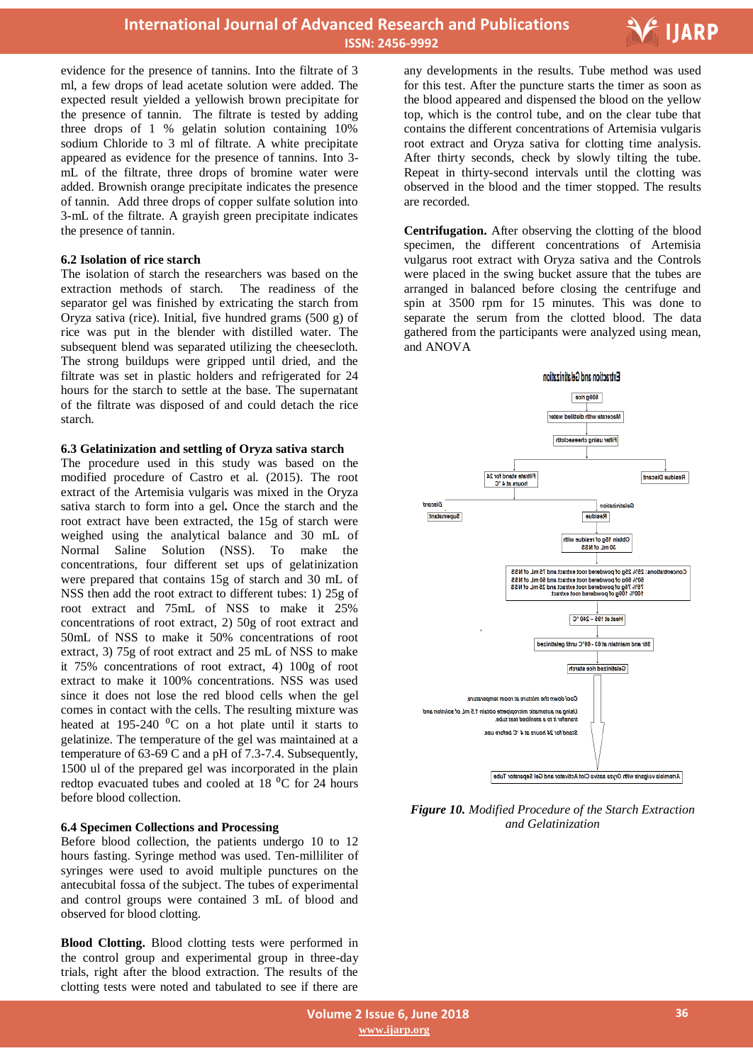evidence for the presence of tannins. Into the filtrate of 3 ml, a few drops of lead acetate solution were added. The expected result yielded a yellowish brown precipitate for the presence of tannin. The filtrate is tested by adding three drops of 1 % gelatin solution containing 10% sodium Chloride to 3 ml of filtrate. A white precipitate appeared as evidence for the presence of tannins. Into 3-mL of the filtrate, three drops of bromine water were added. Brownish orange precipitate indicates the presence of tannin. Add three drops of copper sulfate solution into 3-mL of the filtrate. A grayish green precipitate indicates the presence of tannin.

### 6.2 Isolation of rice starch

The isolation of starch the researchers was based on the extraction methods of starch. The readiness of the separator gel was finished by extricating the starch from Oryza sativa (rice). Initial, five hundred grams (500 g) of rice was put in the blender with distilled water. The subsequent blend was separated utilizing the cheesecloth. The strong buildups were gripped until dried, and the filtrate was set in plastic holders and refrigerated for 24 hours for the starch to settle at the base. The supernatant of the filtrate was disposed of and could detach the rice starch.

### 6.3 Gelatinization and settling of Oryza sativa starch

The procedure used in this study was based on the modified procedure of Castro et al. (2015). The root extract of the Artemisia vulgaris was mixed in the Oryza sativa starch to form into a gel**.** Once the starch and the root extract have been extracted, the 15g of starch was weighed using the analytical balance and 30 mL of Normal Saline Solution (NSS). To make the concentrations, four different set ups of gelatinization were prepared that contains 15g of starch and 30 mL of NSS then add the root extract to different tubes: 1) 25g of root extract and 75mL of NSS to make it 25% concentrations of root extract, 2) 50g of root extract and 50mL of NSS to make it 50% concentrations of root extract, 3) 75g of root extract and 25 mL of NSS to make it 75% concentrations of root extract, 4) 100g of root extract to make it 100% concentrations. NSS was used since it does not lose the red blood cells when the gel comes in contact with the cells. The resulting mixture was heated at 195-240 $^{0}$C on a hot plate until it starts to gelatinize. The temperature of the gel was maintained at a temperature of 63-69 C and a pH of 7.3-7.4. Subsequently, 1500 ul of the prepared gel was incorporated in the plain redtop evacuated tubes and cooled at 18 $^{0}$C for 24 hours before blood collection.

### 6.4 Specimen Collections and Processing

Before blood collection, the patients undergo 10 to 12 hours fasting. Syringe method was used. Ten-milliliter of syringes were used to avoid multiple punctures on the antecubital fossa of the subject. The tubes of experimental and control groups were contained 3 mL of blood and observed for blood clotting.

**Blood Clotting.** Blood clotting tests were performed in the control group and experimental group in three-day trials, right after the blood extraction. The results of the clotting tests were noted and tabulated to see if there are any developments in the results. Tube method was used for this test. After the puncture starts the timer as soon as the blood appeared and dispensed the blood on the yellow top, which is the control tube, and on the clear tube that contains the different concentrations of Artemisia vulgaris root extract and Oryza sativa for clotting time analysis. After thirty seconds, check by slowly tilting the tube. Repeat in thirty-second intervals until the clotting was observed in the blood and the timer stopped. The results are recorded.

**Centrifugation.** After observing the clotting of the blood specimen, the different concentrations of Artemisia vulgarus root extract with Oryza sativa and the Controls were placed in the swing bucket assure that the tubes are arranged in balanced before closing the centrifuge and spin at 3500 rpm for 15 minutes. This was done to separate the serum from the clotted blood. The data gathered from the participants were analyzed using mean, and ANOVA

*Figure 10. Modified Procedure of the Starch Extraction and Gelatinization*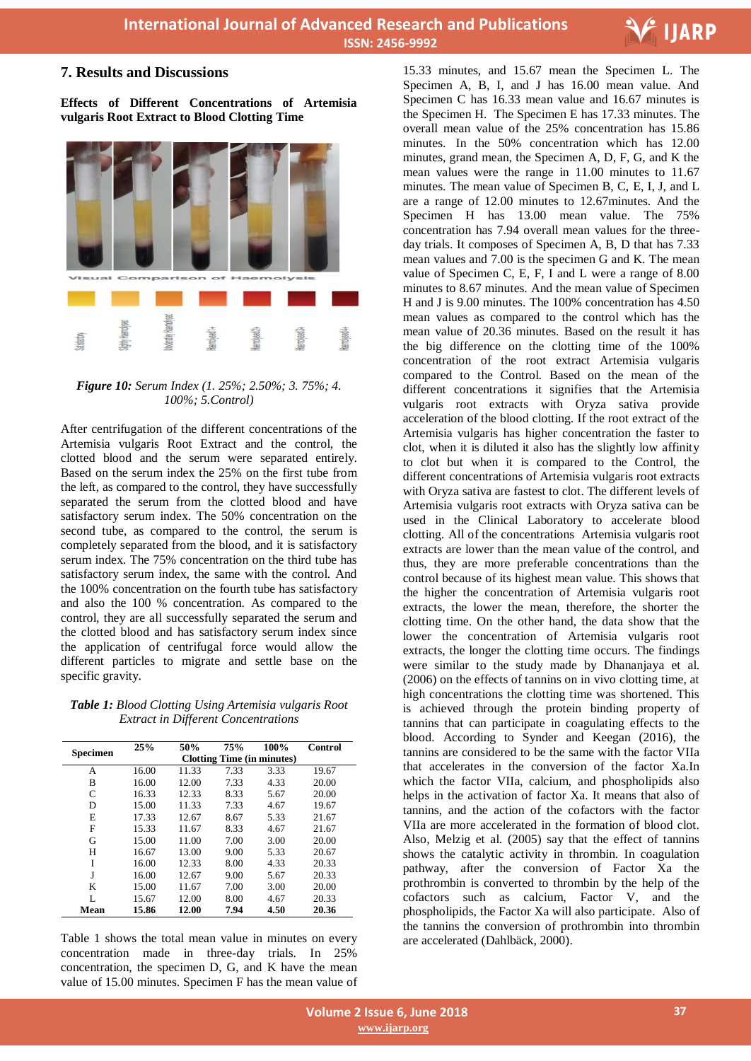## 7. Results and Discussions

**Effects of Different Concentrations of Artemisia vulgaris Root Extract to Blood Clotting Time**

***Figure 10:*** *Serum Index (1. 25%; 2.50%; 3. 75%; 4. 100%; 5.Control)*

After centrifugation of the different concentrations of the Artemisia vulgaris Root Extract and the control, the clotted blood and the serum were separated entirely. Based on the serum index the 25% on the first tube from the left, as compared to the control, they have successfully separated the serum from the clotted blood and have satisfactory serum index. The 50% concentration on the second tube, as compared to the control, the serum is completely separated from the blood, and it is satisfactory serum index. The 75% concentration on the third tube has satisfactory serum index, the same with the control. And the 100% concentration on the fourth tube has satisfactory and also the 100 % concentration. As compared to the control, they are all successfully separated the serum and the clotted blood and has satisfactory serum index since the application of centrifugal force would allow the different particles to migrate and settle base on the specific gravity.

***Table 1:*** *Blood Clotting Using Artemisia vulgaris Root Extract in Different Concentrations*

| Specimen | 25% | 50% | 75% | 100% | Control |
|---|---|---|---|---|---|
| | Clotting Time (in minutes) | | | | |
| A | 16.00 | 11.33 | 7.33 | 3.33 | 19.67 |
| B | 16.00 | 12.00 | 7.33 | 4.33 | 20.00 |
| C | 16.33 | 12.33 | 8.33 | 5.67 | 20.00 |
| D | 15.00 | 11.33 | 7.33 | 4.67 | 19.67 |
| E | 17.33 | 12.67 | 8.67 | 5.33 | 21.67 |
| F | 15.33 | 11.67 | 8.33 | 4.67 | 21.67 |
| G | 15.00 | 11.00 | 7.00 | 3.00 | 20.00 |
| H | 16.67 | 13.00 | 9.00 | 5.33 | 20.67 |
| I | 16.00 | 12.33 | 8.00 | 4.33 | 20.33 |
| J | 16.00 | 12.67 | 9.00 | 5.67 | 20.33 |
| K | 15.00 | 11.67 | 7.00 | 3.00 | 20.00 |
| L | 15.67 | 12.00 | 8.00 | 4.67 | 20.33 |
| **Mean** | **15.86** | **12.00** | **7.94** | **4.50** | **20.36** |

Table 1 shows the total mean value in minutes on every concentration made in three-day trials. In 25% concentration, the specimen D, G, and K have the mean value of 15.00 minutes. Specimen F has the mean value of 15.33 minutes, and 15.67 mean the Specimen L. The Specimen A, B, I, and J has 16.00 mean value. And Specimen C has 16.33 mean value and 16.67 minutes is the Specimen H. The Specimen E has 17.33 minutes. The overall mean value of the 25% concentration has 15.86 minutes. In the 50% concentration which has 12.00 minutes, grand mean, the Specimen A, D, F, G, and K the mean values were the range in 11.00 minutes to 11.67 minutes. The mean value of Specimen B, C, E, I, J, and L are a range of 12.00 minutes to 12.67minutes. And the Specimen H has 13.00 mean value. The 75% concentration has 7.94 overall mean values for the three-day trials. It composes of Specimen A, B, D that has 7.33 mean values and 7.00 is the specimen G and K. The mean value of Specimen C, E, F, I and L were a range of 8.00 minutes to 8.67 minutes. And the mean value of Specimen H and J is 9.00 minutes. The 100% concentration has 4.50 mean values as compared to the control which has the mean value of 20.36 minutes. Based on the result it has the big difference on the clotting time of the 100% concentration of the root extract Artemisia vulgaris compared to the Control. Based on the mean of the different concentrations it signifies that the Artemisia vulgaris root extracts with Oryza sativa provide acceleration of the blood clotting. If the root extract of the Artemisia vulgaris has higher concentration the faster to clot, when it is diluted it also has the slightly low affinity to clot but when it is compared to the Control, the different concentrations of Artemisia vulgaris root extracts with Oryza sativa are fastest to clot. The different levels of Artemisia vulgaris root extracts with Oryza sativa can be used in the Clinical Laboratory to accelerate blood clotting. All of the concentrations Artemisia vulgaris root extracts are lower than the mean value of the control, and thus, they are more preferable concentrations than the control because of its highest mean value. This shows that the higher the concentration of Artemisia vulgaris root extracts, the lower the mean, therefore, the shorter the clotting time. On the other hand, the data show that the lower the concentration of Artemisia vulgaris root extracts, the longer the clotting time occurs. The findings were similar to the study made by Dhananjaya et al. (2006) on the effects of tannins on in vivo clotting time, at high concentrations the clotting time was shortened. This is achieved through the protein binding property of tannins that can participate in coagulating effects to the blood. According to Synder and Keegan (2016), the tannins are considered to be the same with the factor VIIa that accelerates in the conversion of the factor Xa.In which the factor VIIa, calcium, and phospholipids also helps in the activation of factor Xa. It means that also of tannins, and the action of the cofactors with the factor VIIa are more accelerated in the formation of blood clot. Also, Melzig et al. (2005) say that the effect of tannins shows the catalytic activity in thrombin. In coagulation pathway, after the conversion of Factor Xa the prothrombin is converted to thrombin by the help of the cofactors such as calcium, Factor V, and the phospholipids, the Factor Xa will also participate. Also of the tannins the conversion of prothrombin into thrombin are accelerated (Dahlbäck, 2000).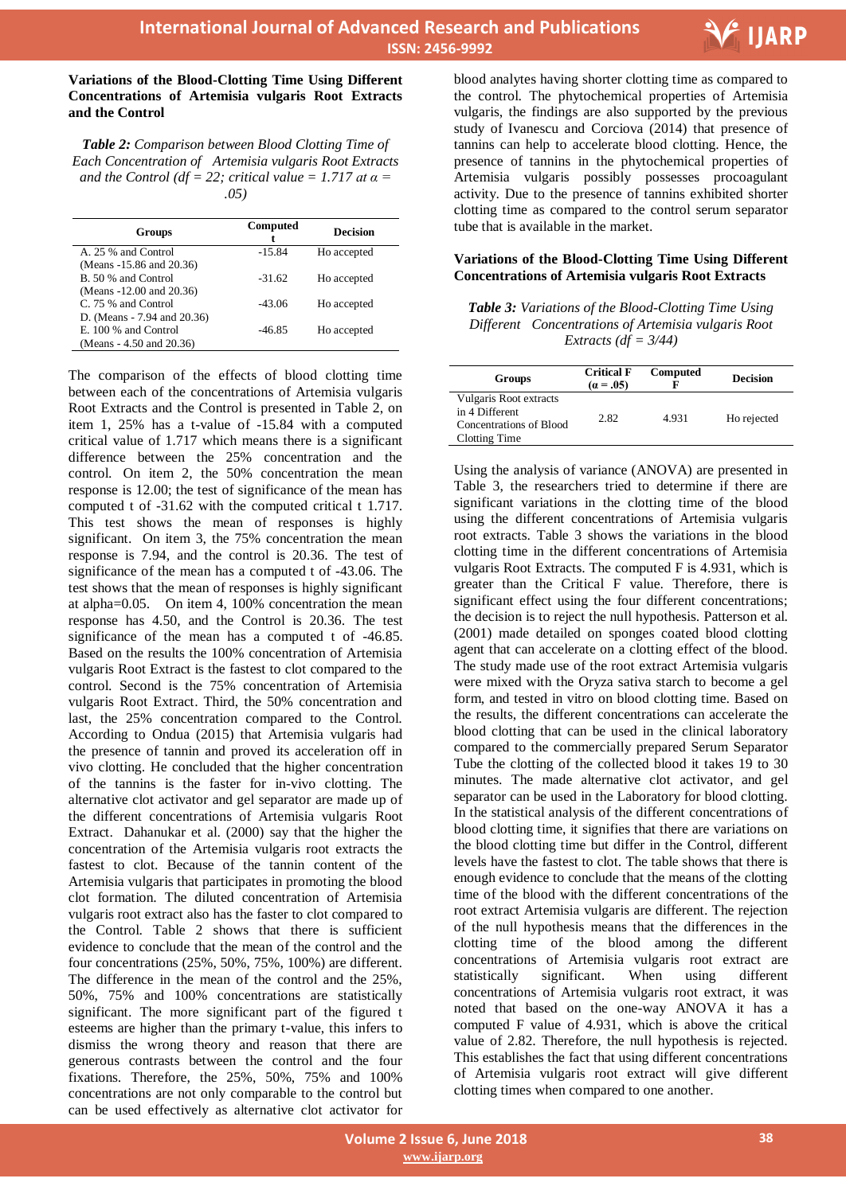**Variations of the Blood-Clotting Time Using Different Concentrations of Artemisia vulgaris Root Extracts and the Control**

***Table 2:*** *Comparison between Blood Clotting Time of Each Concentration of Artemisia vulgaris Root Extracts and the Control (df = 22; critical value = 1.717 at α = .05)*

| Groups | Computed t | Decision |
|---|---|---|
| A. 25 % and Control (Means -15.86 and 20.36) | -15.84 | Ho accepted |
| B. 50 % and Control (Means -12.00 and 20.36) | -31.62 | Ho accepted |
| C. 75 % and Control D. (Means - 7.94 and 20.36) | -43.06 | Ho accepted |
| E. 100 % and Control (Means - 4.50 and 20.36) | -46.85 | Ho accepted |

The comparison of the effects of blood clotting time between each of the concentrations of Artemisia vulgaris Root Extracts and the Control is presented in Table 2, on item 1, 25% has a t-value of -15.84 with a computed critical value of 1.717 which means there is a significant difference between the 25% concentration and the control. On item 2, the 50% concentration the mean response is 12.00; the test of significance of the mean has computed t of -31.62 with the computed critical t 1.717. This test shows the mean of responses is highly significant. On item 3, the 75% concentration the mean response is 7.94, and the control is 20.36. The test of significance of the mean has a computed t of -43.06. The test shows that the mean of responses is highly significant at alpha=0.05. On item 4, 100% concentration the mean response has 4.50, and the Control is 20.36. The test significance of the mean has a computed t of -46.85. Based on the results the 100% concentration of Artemisia vulgaris Root Extract is the fastest to clot compared to the control. Second is the 75% concentration of Artemisia vulgaris Root Extract. Third, the 50% concentration and last, the 25% concentration compared to the Control. According to Ondua (2015) that Artemisia vulgaris had the presence of tannin and proved its acceleration off in vivo clotting. He concluded that the higher concentration of the tannins is the faster for in-vivo clotting. The alternative clot activator and gel separator are made up of the different concentrations of Artemisia vulgaris Root Extract. Dahanukar et al. (2000) say that the higher the concentration of the Artemisia vulgaris root extracts the fastest to clot. Because of the tannin content of the Artemisia vulgaris that participates in promoting the blood clot formation. The diluted concentration of Artemisia vulgaris root extract also has the faster to clot compared to the Control. Table 2 shows that there is sufficient evidence to conclude that the mean of the control and the four concentrations (25%, 50%, 75%, 100%) are different. The difference in the mean of the control and the 25%, 50%, 75% and 100% concentrations are statistically significant. The more significant part of the figured t esteems are higher than the primary t-value, this infers to dismiss the wrong theory and reason that there are generous contrasts between the control and the four fixations. Therefore, the 25%, 50%, 75% and 100% concentrations are not only comparable to the control but can be used effectively as alternative clot activator for blood analytes having shorter clotting time as compared to the control. The phytochemical properties of Artemisia vulgaris, the findings are also supported by the previous study of Ivanescu and Corciova (2014) that presence of tannins can help to accelerate blood clotting. Hence, the presence of tannins in the phytochemical properties of Artemisia vulgaris possibly possesses procoagulant activity. Due to the presence of tannins exhibited shorter clotting time as compared to the control serum separator tube that is available in the market.

**Variations of the Blood-Clotting Time Using Different Concentrations of Artemisia vulgaris Root Extracts**

***Table 3:*** *Variations of the Blood-Clotting Time Using Different Concentrations of Artemisia vulgaris Root Extracts (df = 3/44)*

| Groups | Critical F (α = .05) | Computed F | Decision |
|---|---|---|---|
| Vulgaris Root extracts in 4 Different Concentrations of Blood Clotting Time | 2.82 | 4.931 | Ho rejected |

Using the analysis of variance (ANOVA) are presented in Table 3, the researchers tried to determine if there are significant variations in the clotting time of the blood using the different concentrations of Artemisia vulgaris root extracts. Table 3 shows the variations in the blood clotting time in the different concentrations of Artemisia vulgaris Root Extracts. The computed F is 4.931, which is greater than the Critical F value. Therefore, there is significant effect using the four different concentrations; the decision is to reject the null hypothesis. Patterson et al. (2001) made detailed on sponges coated blood clotting agent that can accelerate on a clotting effect of the blood. The study made use of the root extract Artemisia vulgaris were mixed with the Oryza sativa starch to become a gel form, and tested in vitro on blood clotting time. Based on the results, the different concentrations can accelerate the blood clotting that can be used in the clinical laboratory compared to the commercially prepared Serum Separator Tube the clotting of the collected blood it takes 19 to 30 minutes. The made alternative clot activator, and gel separator can be used in the Laboratory for blood clotting. In the statistical analysis of the different concentrations of blood clotting time, it signifies that there are variations on the blood clotting time but differ in the Control, different levels have the fastest to clot. The table shows that there is enough evidence to conclude that the means of the clotting time of the blood with the different concentrations of the root extract Artemisia vulgaris are different. The rejection of the null hypothesis means that the differences in the clotting time of the blood among the different concentrations of Artemisia vulgaris root extract are statistically significant. When using different concentrations of Artemisia vulgaris root extract, it was noted that based on the one-way ANOVA it has a computed F value of 4.931, which is above the critical value of 2.82. Therefore, the null hypothesis is rejected. This establishes the fact that using different concentrations of Artemisia vulgaris root extract will give different clotting times when compared to one another.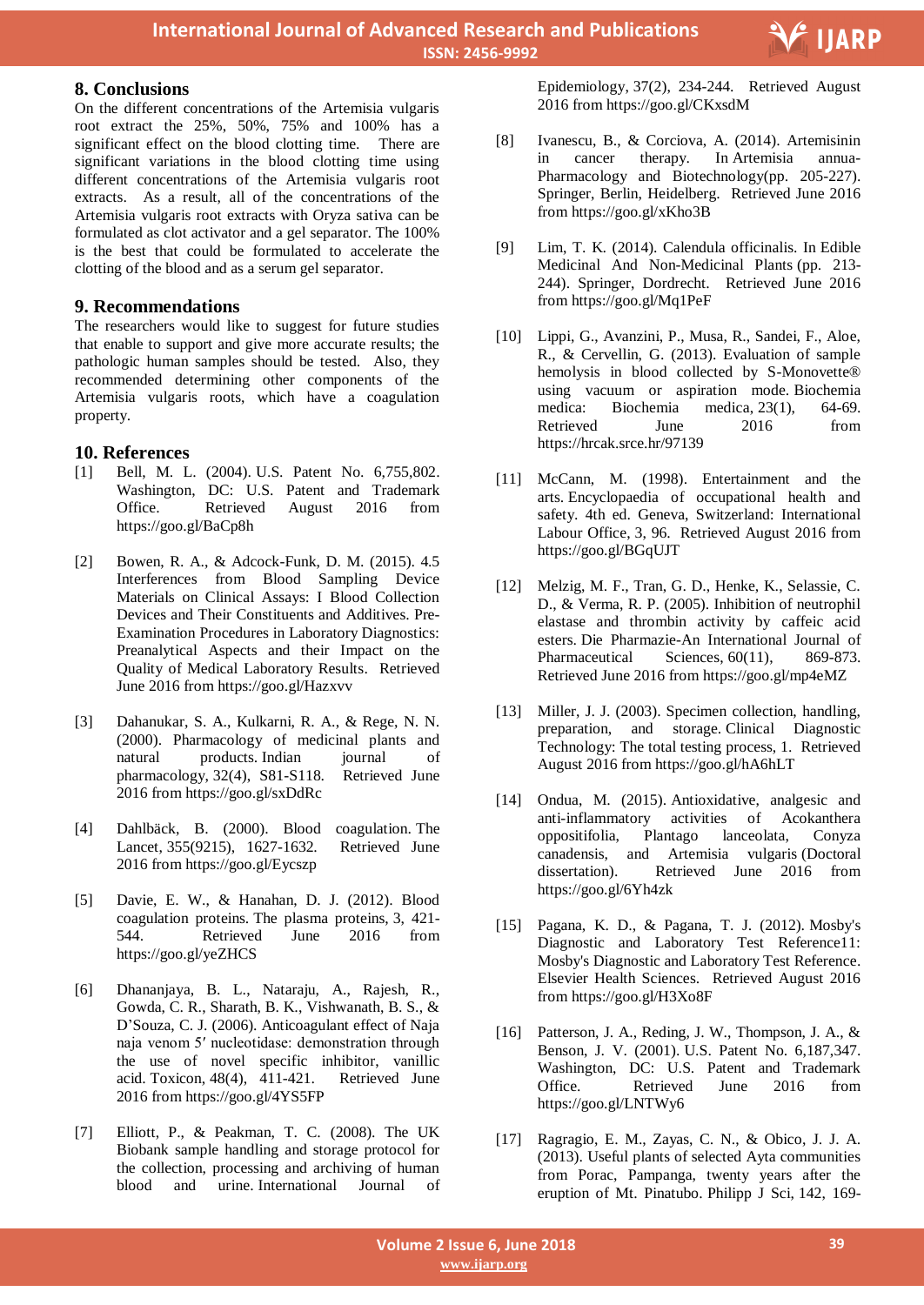## 8. Conclusions

On the different concentrations of the Artemisia vulgaris root extract the 25%, 50%, 75% and 100% has a significant effect on the blood clotting time. There are significant variations in the blood clotting time using different concentrations of the Artemisia vulgaris root extracts. As a result, all of the concentrations of the Artemisia vulgaris root extracts with Oryza sativa can be formulated as clot activator and a gel separator. The 100% is the best that could be formulated to accelerate the clotting of the blood and as a serum gel separator.

## 9. Recommendations

The researchers would like to suggest for future studies that enable to support and give more accurate results; the pathologic human samples should be tested. Also, they recommended determining other components of the Artemisia vulgaris roots, which have a coagulation property.

## 10. References

[1] Bell, M. L. (2004). U.S. Patent No. 6,755,802. Washington, DC: U.S. Patent and Trademark Office. Retrieved August 2016 from https://goo.gl/BaCp8h

[2] Bowen, R. A., & Adcock-Funk, D. M. (2015). 4.5 Interferences from Blood Sampling Device Materials on Clinical Assays: I Blood Collection Devices and Their Constituents and Additives. Pre-Examination Procedures in Laboratory Diagnostics: Preanalytical Aspects and their Impact on the Quality of Medical Laboratory Results. Retrieved June 2016 from https://goo.gl/Hazxvv

[3] Dahanukar, S. A., Kulkarni, R. A., & Rege, N. N. (2000). Pharmacology of medicinal plants and natural products. Indian journal of pharmacology, 32(4), S81-S118. Retrieved June 2016 from https://goo.gl/sxDdRc

[4] Dahlbäck, B. (2000). Blood coagulation. The Lancet, 355(9215), 1627-1632. Retrieved June 2016 from https://goo.gl/Eycszp

[5] Davie, E. W., & Hanahan, D. J. (2012). Blood coagulation proteins. The plasma proteins, 3, 421-544. Retrieved June 2016 from https://goo.gl/yeZHCS

[6] Dhananjaya, B. L., Nataraju, A., Rajesh, R., Gowda, C. R., Sharath, B. K., Vishwanath, B. S., & D'Souza, C. J. (2006). Anticoagulant effect of Naja naja venom 5′ nucleotidase: demonstration through the use of novel specific inhibitor, vanillic acid. Toxicon, 48(4), 411-421. Retrieved June 2016 from https://goo.gl/4YS5FP

[7] Elliott, P., & Peakman, T. C. (2008). The UK Biobank sample handling and storage protocol for the collection, processing and archiving of human blood and urine. International Journal of Epidemiology, 37(2), 234-244. Retrieved August 2016 from https://goo.gl/CKxsdM

[8] Ivanescu, B., & Corciova, A. (2014). Artemisinin in cancer therapy. In Artemisia annua-Pharmacology and Biotechnology(pp. 205-227). Springer, Berlin, Heidelberg. Retrieved June 2016 from https://goo.gl/xKho3B

[9] Lim, T. K. (2014). Calendula officinalis. In Edible Medicinal And Non-Medicinal Plants (pp. 213-244). Springer, Dordrecht. Retrieved June 2016 from https://goo.gl/Mq1PeF

[10] Lippi, G., Avanzini, P., Musa, R., Sandei, F., Aloe, R., & Cervellin, G. (2013). Evaluation of sample hemolysis in blood collected by S-Monovette® using vacuum or aspiration mode. Biochemia medica: Biochemia medica, 23(1), 64-69. Retrieved June 2016 from https://hrcak.srce.hr/97139

[11] McCann, M. (1998). Entertainment and the arts. Encyclopaedia of occupational health and safety. 4th ed. Geneva, Switzerland: International Labour Office, 3, 96. Retrieved August 2016 from https://goo.gl/BGqUJT

[12] Melzig, M. F., Tran, G. D., Henke, K., Selassie, C. D., & Verma, R. P. (2005). Inhibition of neutrophil elastase and thrombin activity by caffeic acid esters. Die Pharmazie-An International Journal of Pharmaceutical Sciences, 60(11), 869-873. Retrieved June 2016 from https://goo.gl/mp4eMZ

[13] Miller, J. J. (2003). Specimen collection, handling, preparation, and storage. Clinical Diagnostic Technology: The total testing process, 1. Retrieved August 2016 from https://goo.gl/hA6hLT

[14] Ondua, M. (2015). Antioxidative, analgesic and anti-inflammatory activities of Acokanthera oppositifolia, Plantago lanceolata, Conyza canadensis, and Artemisia vulgaris (Doctoral dissertation). Retrieved June 2016 from https://goo.gl/6Yh4zk

[15] Pagana, K. D., & Pagana, T. J. (2012). Mosby's Diagnostic and Laboratory Test Reference11: Mosby's Diagnostic and Laboratory Test Reference. Elsevier Health Sciences. Retrieved August 2016 from https://goo.gl/H3Xo8F

[16] Patterson, J. A., Reding, J. W., Thompson, J. A., & Benson, J. V. (2001). U.S. Patent No. 6,187,347. Washington, DC: U.S. Patent and Trademark Office. Retrieved June 2016 from https://goo.gl/LNTWy6

[17] Ragragio, E. M., Zayas, C. N., & Obico, J. J. A. (2013). Useful plants of selected Ayta communities from Porac, Pampanga, twenty years after the eruption of Mt. Pinatubo. Philipp J Sci, 142, 169-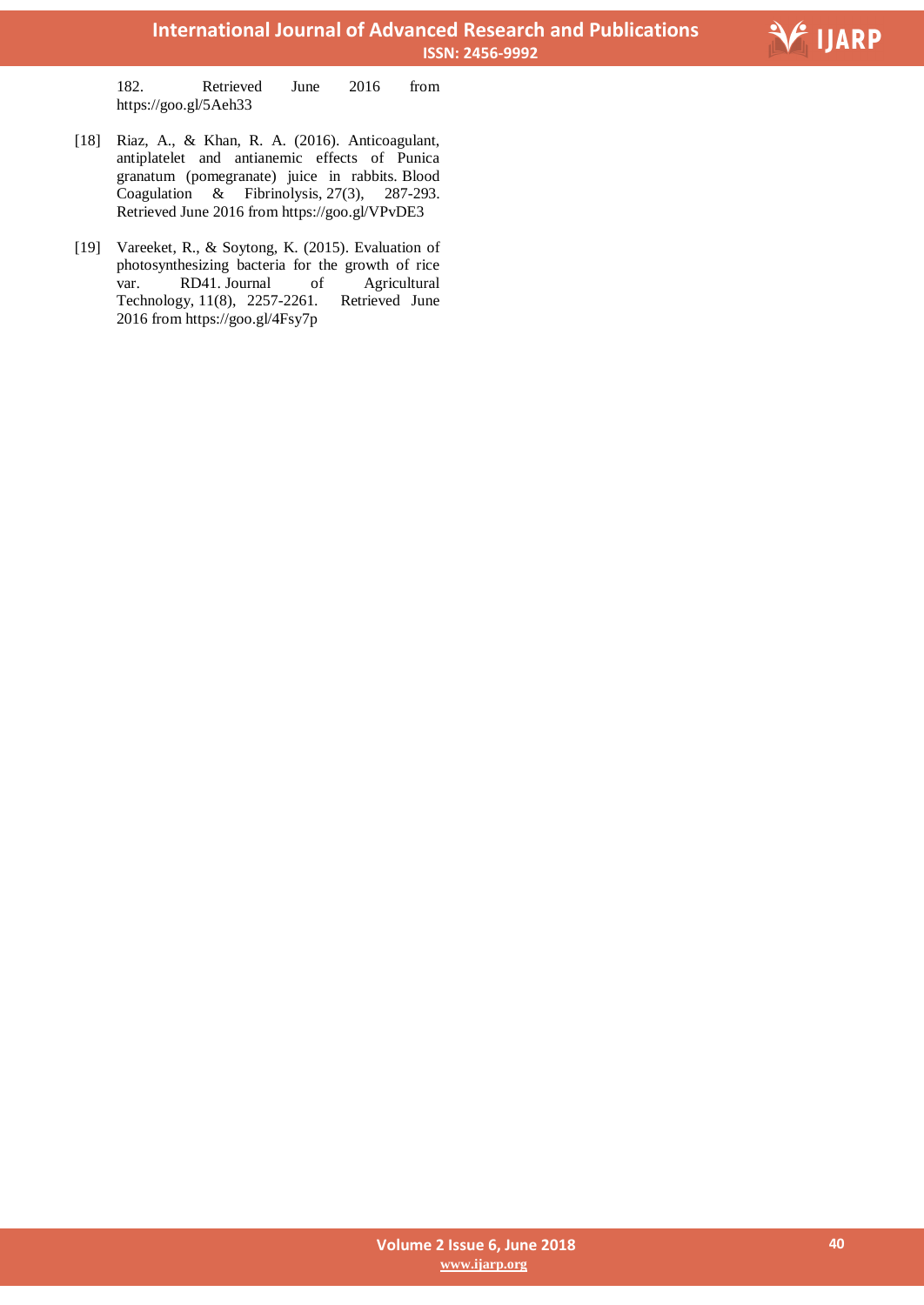182. Retrieved June 2016 from https://goo.gl/5Aeh33

[18] Riaz, A., & Khan, R. A. (2016). Anticoagulant, antiplatelet and antianemic effects of Punica granatum (pomegranate) juice in rabbits. Blood Coagulation & Fibrinolysis, 27(3), 287-293. Retrieved June 2016 from https://goo.gl/VPvDE3

[19] Vareeket, R., & Soytong, K. (2015). Evaluation of photosynthesizing bacteria for the growth of rice var. RD41. Journal of Agricultural Technology, 11(8), 2257-2261. Retrieved June 2016 from https://goo.gl/4Fsy7p